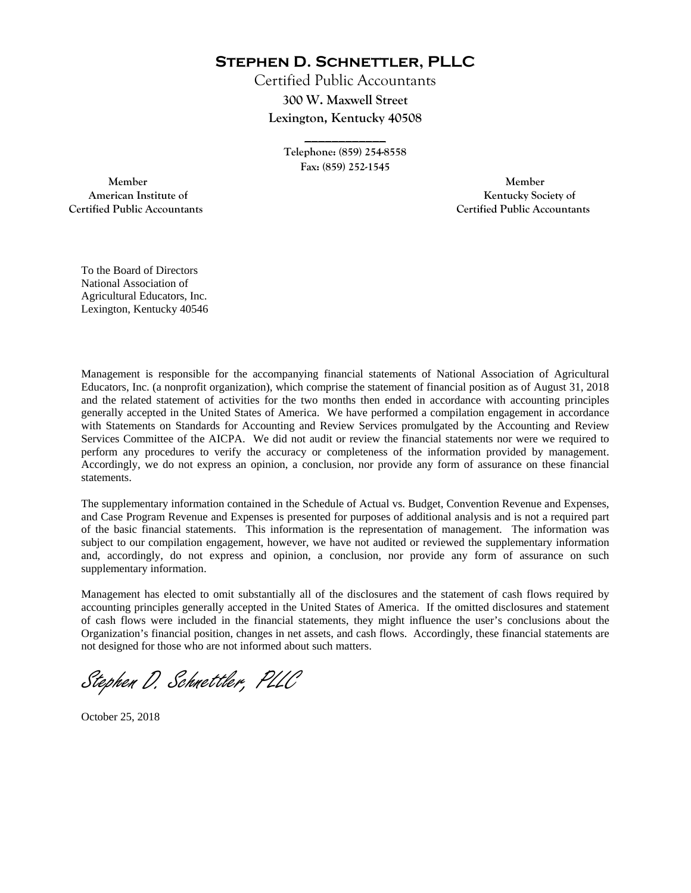# Stephen D. Schnettler, PLLC

Certified Public Accountants

**300 W. Maxwell Street**

**Lexington, Kentucky 40508**

Telephone: (859) 254-8558

Fax: (859) 252-1545

Member
American Institute of
Certified Public Accountants

Member
Kentucky Society of
Certified Public Accountants

To the Board of Directors
National Association of
Agricultural Educators, Inc.
Lexington, Kentucky 40546

Management is responsible for the accompanying financial statements of National Association of Agricultural Educators, Inc. (a nonprofit organization), which comprise the statement of financial position as of August 31, 2018 and the related statement of activities for the two months then ended in accordance with accounting principles generally accepted in the United States of America. We have performed a compilation engagement in accordance with Statements on Standards for Accounting and Review Services promulgated by the Accounting and Review Services Committee of the AICPA. We did not audit or review the financial statements nor were we required to perform any procedures to verify the accuracy or completeness of the information provided by management. Accordingly, we do not express an opinion, a conclusion, nor provide any form of assurance on these financial statements.

The supplementary information contained in the Schedule of Actual vs. Budget, Convention Revenue and Expenses, and Case Program Revenue and Expenses is presented for purposes of additional analysis and is not a required part of the basic financial statements. This information is the representation of management. The information was subject to our compilation engagement, however, we have not audited or reviewed the supplementary information and, accordingly, do not express and opinion, a conclusion, nor provide any form of assurance on such supplementary information.

Management has elected to omit substantially all of the disclosures and the statement of cash flows required by accounting principles generally accepted in the United States of America. If the omitted disclosures and statement of cash flows were included in the financial statements, they might influence the user's conclusions about the Organization's financial position, changes in net assets, and cash flows. Accordingly, these financial statements are not designed for those who are not informed about such matters.

*Stephen D. Schnettler, PLLC*

October 25, 2018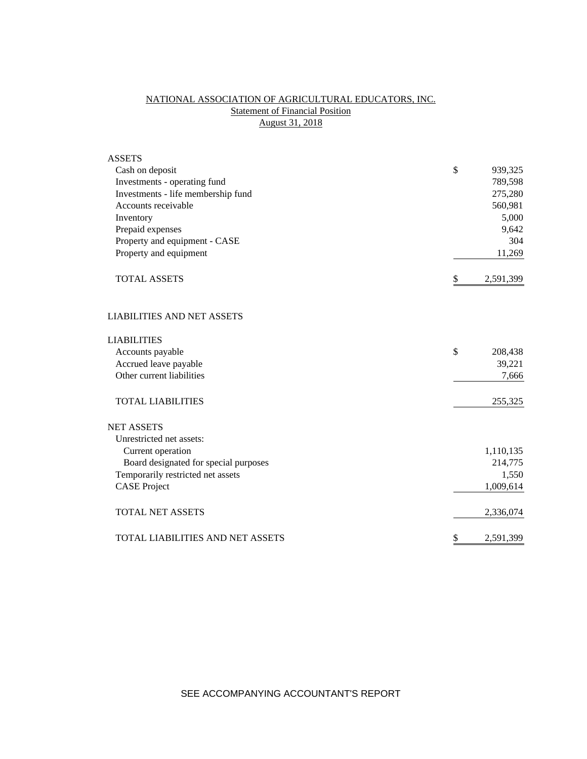# NATIONAL ASSOCIATION OF AGRICULTURAL EDUCATORS, INC.

## Statement of Financial Position

## August 31, 2018

| | | |
|---|---|---|
| **ASSETS** | | |
| Cash on deposit | $ | 939,325 |
| Investments - operating fund | | 789,598 |
| Investments - life membership fund | | 275,280 |
| Accounts receivable | | 560,981 |
| Inventory | | 5,000 |
| Prepaid expenses | | 9,642 |
| Property and equipment - CASE | | 304 |
| Property and equipment | | 11,269 |
| TOTAL ASSETS | $ | 2,591,399 |
| | | |
| **LIABILITIES AND NET ASSETS** | | |
| | | |
| **LIABILITIES** | | |
| Accounts payable | $ | 208,438 |
| Accrued leave payable | | 39,221 |
| Other current liabilities | | 7,666 |
| TOTAL LIABILITIES | | 255,325 |
| | | |
| **NET ASSETS** | | |
| Unrestricted net assets: | | |
| Current operation | | 1,110,135 |
| Board designated for special purposes | | 214,775 |
| Temporarily restricted net assets | | 1,550 |
| CASE Project | | 1,009,614 |
| TOTAL NET ASSETS | | 2,336,074 |
| TOTAL LIABILITIES AND NET ASSETS | $ | 2,591,399 |

SEE ACCOMPANYING ACCOUNTANT'S REPORT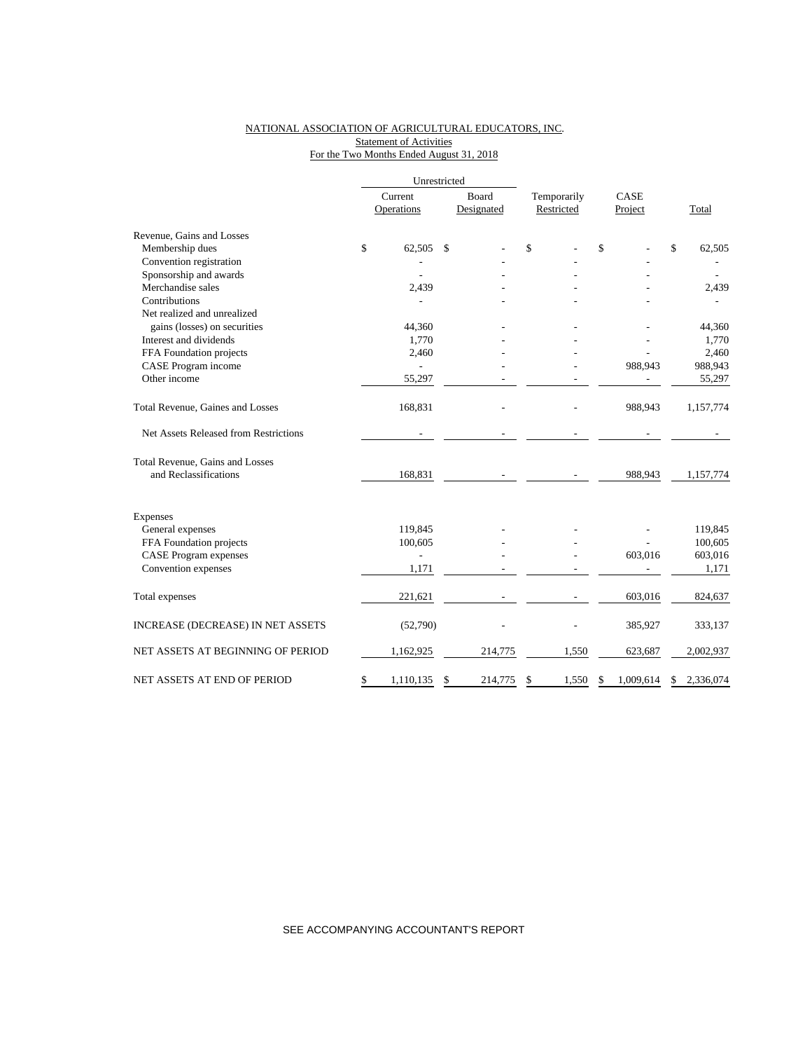NATIONAL ASSOCIATION OF AGRICULTURAL EDUCATORS, INC.
Statement of Activities
For the Two Months Ended August 31, 2018

| | Unrestricted | | | | |
|---|---|---|---|---|---|
| | Current Operations | Board Designated | Temporarily Restricted | CASE Project | Total |
| Revenue, Gains and Losses | | | | | |
| Membership dues | $ 62,505 | $ - | $ - | $ - | $ 62,505 |
| Convention registration | - | - | - | - | - |
| Sponsorship and awards | - | - | - | - | - |
| Merchandise sales | 2,439 | - | - | - | 2,439 |
| Contributions | - | - | - | - | - |
| Net realized and unrealized gains (losses) on securities | 44,360 | - | - | - | 44,360 |
| Interest and dividends | 1,770 | - | - | - | 1,770 |
| FFA Foundation projects | 2,460 | - | - | - | 2,460 |
| CASE Program income | - | - | - | 988,943 | 988,943 |
| Other income | 55,297 | - | - | - | 55,297 |
| Total Revenue, Gaines and Losses | 168,831 | - | - | 988,943 | 1,157,774 |
| Net Assets Released from Restrictions | - | - | - | - | - |
| Total Revenue, Gains and Losses and Reclassifications | 168,831 | - | - | 988,943 | 1,157,774 |
| Expenses | | | | | |
| General expenses | 119,845 | - | - | - | 119,845 |
| FFA Foundation projects | 100,605 | - | - | - | 100,605 |
| CASE Program expenses | - | - | - | 603,016 | 603,016 |
| Convention expenses | 1,171 | - | - | - | 1,171 |
| Total expenses | 221,621 | - | - | 603,016 | 824,637 |
| INCREASE (DECREASE) IN NET ASSETS | (52,790) | - | - | 385,927 | 333,137 |
| NET ASSETS AT BEGINNING OF PERIOD | 1,162,925 | 214,775 | 1,550 | 623,687 | 2,002,937 |
| NET ASSETS AT END OF PERIOD | $ 1,110,135 | $ 214,775 | $ 1,550 | $ 1,009,614 | $ 2,336,074 |

SEE ACCOMPANYING ACCOUNTANT'S REPORT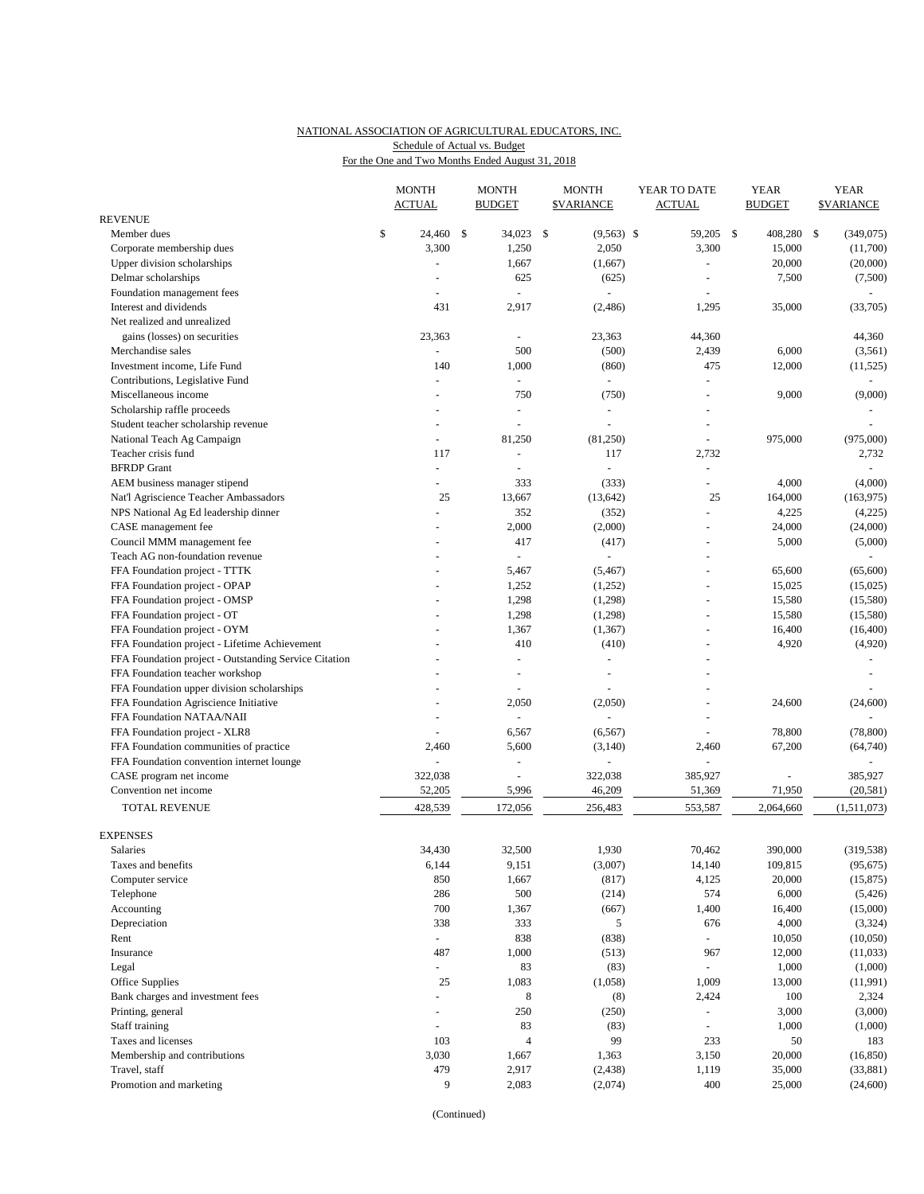NATIONAL ASSOCIATION OF AGRICULTURAL EDUCATORS, INC.
Schedule of Actual vs. Budget
For the One and Two Months Ended August 31, 2018

| | MONTH ACTUAL | MONTH BUDGET | MONTH $VARIANCE | YEAR TO DATE ACTUAL | YEAR BUDGET | YEAR $VARIANCE |
|---|---|---|---|---|---|---|
| **REVENUE** | | | | | | |
| Member dues | $ 24,460 | $ 34,023 | $ (9,563) | $ 59,205 | $ 408,280 | $ (349,075) |
| Corporate membership dues | 3,300 | 1,250 | 2,050 | 3,300 | 15,000 | (11,700) |
| Upper division scholarships | - | 1,667 | (1,667) | - | 20,000 | (20,000) |
| Delmar scholarships | - | 625 | (625) | - | 7,500 | (7,500) |
| Foundation management fees | - | - | - | - | | - |
| Interest and dividends | 431 | 2,917 | (2,486) | 1,295 | 35,000 | (33,705) |
| Net realized and unrealized gains (losses) on securities | 23,363 | - | 23,363 | 44,360 | | 44,360 |
| Merchandise sales | - | 500 | (500) | 2,439 | 6,000 | (3,561) |
| Investment income, Life Fund | 140 | 1,000 | (860) | 475 | 12,000 | (11,525) |
| Contributions, Legislative Fund | - | - | - | - | | - |
| Miscellaneous income | - | 750 | (750) | - | 9,000 | (9,000) |
| Scholarship raffle proceeds | - | - | - | - | | - |
| Student teacher scholarship revenue | - | - | - | - | | - |
| National Teach Ag Campaign | - | 81,250 | (81,250) | - | 975,000 | (975,000) |
| Teacher crisis fund | 117 | - | 117 | 2,732 | | 2,732 |
| BFRDP Grant | - | - | - | - | | - |
| AEM business manager stipend | - | 333 | (333) | - | 4,000 | (4,000) |
| Nat'l Agriscience Teacher Ambassadors | 25 | 13,667 | (13,642) | 25 | 164,000 | (163,975) |
| NPS National Ag Ed leadership dinner | - | 352 | (352) | - | 4,225 | (4,225) |
| CASE management fee | - | 2,000 | (2,000) | - | 24,000 | (24,000) |
| Council MMM management fee | - | 417 | (417) | - | 5,000 | (5,000) |
| Teach AG non-foundation revenue | - | - | - | - | | - |
| FFA Foundation project - TTTK | - | 5,467 | (5,467) | - | 65,600 | (65,600) |
| FFA Foundation project - OPAP | - | 1,252 | (1,252) | - | 15,025 | (15,025) |
| FFA Foundation project - OMSP | - | 1,298 | (1,298) | - | 15,580 | (15,580) |
| FFA Foundation project - OT | - | 1,298 | (1,298) | - | 15,580 | (15,580) |
| FFA Foundation project - OYM | - | 1,367 | (1,367) | - | 16,400 | (16,400) |
| FFA Foundation project - Lifetime Achievement | - | 410 | (410) | - | 4,920 | (4,920) |
| FFA Foundation project - Outstanding Service Citation | - | - | - | - | | - |
| FFA Foundation teacher workshop | - | - | - | - | | - |
| FFA Foundation upper division scholarships | - | - | - | - | | - |
| FFA Foundation Agriscience Initiative | - | 2,050 | (2,050) | - | 24,600 | (24,600) |
| FFA Foundation NATAA/NAII | - | - | - | - | | - |
| FFA Foundation project - XLR8 | - | 6,567 | (6,567) | - | 78,800 | (78,800) |
| FFA Foundation communities of practice | 2,460 | 5,600 | (3,140) | 2,460 | 67,200 | (64,740) |
| FFA Foundation convention internet lounge | - | - | - | - | | - |
| CASE program net income | 322,038 | - | 322,038 | 385,927 | - | 385,927 |
| Convention net income | 52,205 | 5,996 | 46,209 | 51,369 | 71,950 | (20,581) |
| TOTAL REVENUE | 428,539 | 172,056 | 256,483 | 553,587 | 2,064,660 | (1,511,073) |
| **EXPENSES** | | | | | | |
| Salaries | 34,430 | 32,500 | 1,930 | 70,462 | 390,000 | (319,538) |
| Taxes and benefits | 6,144 | 9,151 | (3,007) | 14,140 | 109,815 | (95,675) |
| Computer service | 850 | 1,667 | (817) | 4,125 | 20,000 | (15,875) |
| Telephone | 286 | 500 | (214) | 574 | 6,000 | (5,426) |
| Accounting | 700 | 1,367 | (667) | 1,400 | 16,400 | (15,000) |
| Depreciation | 338 | 333 | 5 | 676 | 4,000 | (3,324) |
| Rent | - | 838 | (838) | - | 10,050 | (10,050) |
| Insurance | 487 | 1,000 | (513) | 967 | 12,000 | (11,033) |
| Legal | - | 83 | (83) | - | 1,000 | (1,000) |
| Office Supplies | 25 | 1,083 | (1,058) | 1,009 | 13,000 | (11,991) |
| Bank charges and investment fees | - | 8 | (8) | 2,424 | 100 | 2,324 |
| Printing, general | - | 250 | (250) | - | 3,000 | (3,000) |
| Staff training | - | 83 | (83) | - | 1,000 | (1,000) |
| Taxes and licenses | 103 | 4 | 99 | 233 | 50 | 183 |
| Membership and contributions | 3,030 | 1,667 | 1,363 | 3,150 | 20,000 | (16,850) |
| Travel, staff | 479 | 2,917 | (2,438) | 1,119 | 35,000 | (33,881) |
| Promotion and marketing | 9 | 2,083 | (2,074) | 400 | 25,000 | (24,600) |

(Continued)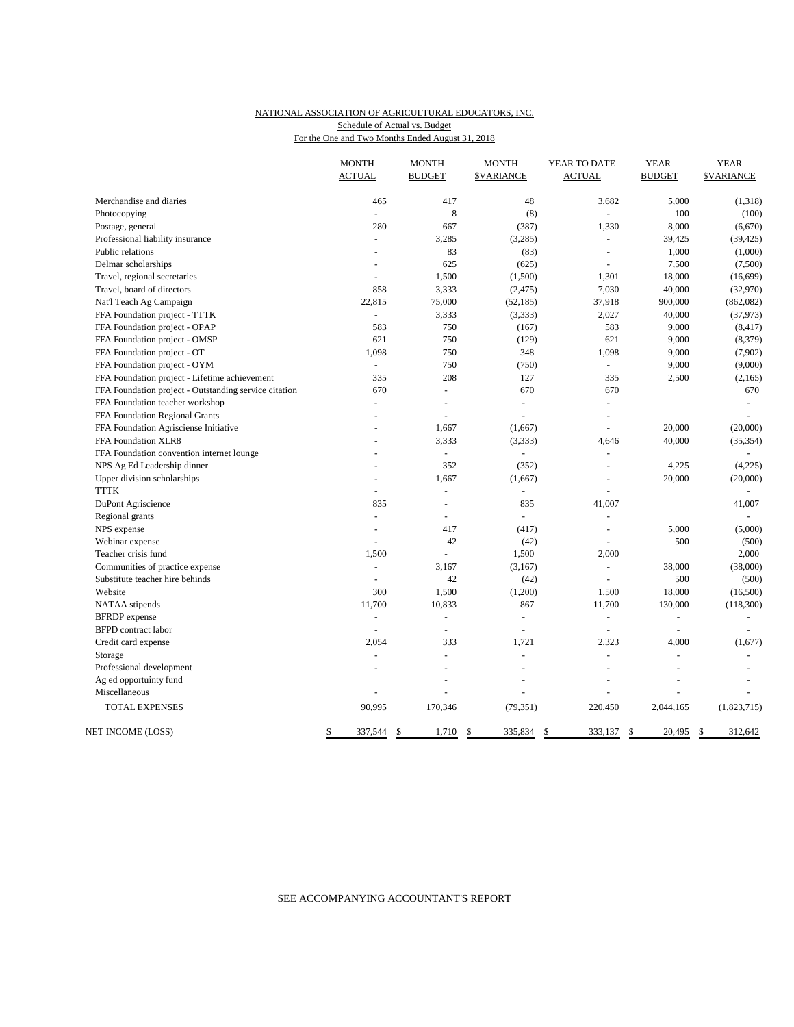NATIONAL ASSOCIATION OF AGRICULTURAL EDUCATORS, INC.
Schedule of Actual vs. Budget
For the One and Two Months Ended August 31, 2018

| | MONTH ACTUAL | MONTH BUDGET | MONTH $VARIANCE | YEAR TO DATE ACTUAL | YEAR BUDGET | YEAR $VARIANCE |
|---|---|---|---|---|---|---|
| Merchandise and diaries | 465 | 417 | 48 | 3,682 | 5,000 | (1,318) |
| Photocopying | - | 8 | (8) | - | 100 | (100) |
| Postage, general | 280 | 667 | (387) | 1,330 | 8,000 | (6,670) |
| Professional liability insurance | - | 3,285 | (3,285) | - | 39,425 | (39,425) |
| Public relations | - | 83 | (83) | - | 1,000 | (1,000) |
| Delmar scholarships | - | 625 | (625) | - | 7,500 | (7,500) |
| Travel, regional secretaries | - | 1,500 | (1,500) | 1,301 | 18,000 | (16,699) |
| Travel, board of directors | 858 | 3,333 | (2,475) | 7,030 | 40,000 | (32,970) |
| Nat'l Teach Ag Campaign | 22,815 | 75,000 | (52,185) | 37,918 | 900,000 | (862,082) |
| FFA Foundation project - TTTK | - | 3,333 | (3,333) | 2,027 | 40,000 | (37,973) |
| FFA Foundation project - OPAP | 583 | 750 | (167) | 583 | 9,000 | (8,417) |
| FFA Foundation project - OMSP | 621 | 750 | (129) | 621 | 9,000 | (8,379) |
| FFA Foundation project - OT | 1,098 | 750 | 348 | 1,098 | 9,000 | (7,902) |
| FFA Foundation project - OYM | - | 750 | (750) | - | 9,000 | (9,000) |
| FFA Foundation project - Lifetime achievement | 335 | 208 | 127 | 335 | 2,500 | (2,165) |
| FFA Foundation project - Outstanding service citation | 670 | - | 670 | 670 | | 670 |
| FFA Foundation teacher workshop | - | - | - | - | | - |
| FFA Foundation Regional Grants | - | - | - | - | | - |
| FFA Foundation Agrisciense Initiative | - | 1,667 | (1,667) | - | 20,000 | (20,000) |
| FFA Foundation XLR8 | - | 3,333 | (3,333) | 4,646 | 40,000 | (35,354) |
| FFA Foundation convention internet lounge | - | - | - | - | | - |
| NPS Ag Ed Leadership dinner | - | 352 | (352) | - | 4,225 | (4,225) |
| Upper division scholarships | - | 1,667 | (1,667) | - | 20,000 | (20,000) |
| TTTK | - | - | - | - | | - |
| DuPont Agriscience | 835 | - | 835 | 41,007 | | 41,007 |
| Regional grants | - | - | - | - | | - |
| NPS expense | - | 417 | (417) | - | 5,000 | (5,000) |
| Webinar expense | - | 42 | (42) | - | 500 | (500) |
| Teacher crisis fund | 1,500 | - | 1,500 | 2,000 | | 2,000 |
| Communities of practice expense | - | 3,167 | (3,167) | - | 38,000 | (38,000) |
| Substitute teacher hire behinds | - | 42 | (42) | - | 500 | (500) |
| Website | 300 | 1,500 | (1,200) | 1,500 | 18,000 | (16,500) |
| NATAA stipends | 11,700 | 10,833 | 867 | 11,700 | 130,000 | (118,300) |
| BFRDP expense | - | - | - | - | - | - |
| BFPD contract labor | - | - | - | - | - | - |
| Credit card expense | 2,054 | 333 | 1,721 | 2,323 | 4,000 | (1,677) |
| Storage | - | - | - | - | - | - |
| Professional development | - | - | - | - | - | - |
| Ag ed opportuinty fund | - | - | - | - | - | - |
| Miscellaneous | - | - | - | - | - | - |
| TOTAL EXPENSES | 90,995 | 170,346 | (79,351) | 220,450 | 2,044,165 | (1,823,715) |
| NET INCOME (LOSS) | $ 337,544 | $ 1,710 | $ 335,834 | $ 333,137 | $ 20,495 | $ 312,642 |

SEE ACCOMPANYING ACCOUNTANT'S REPORT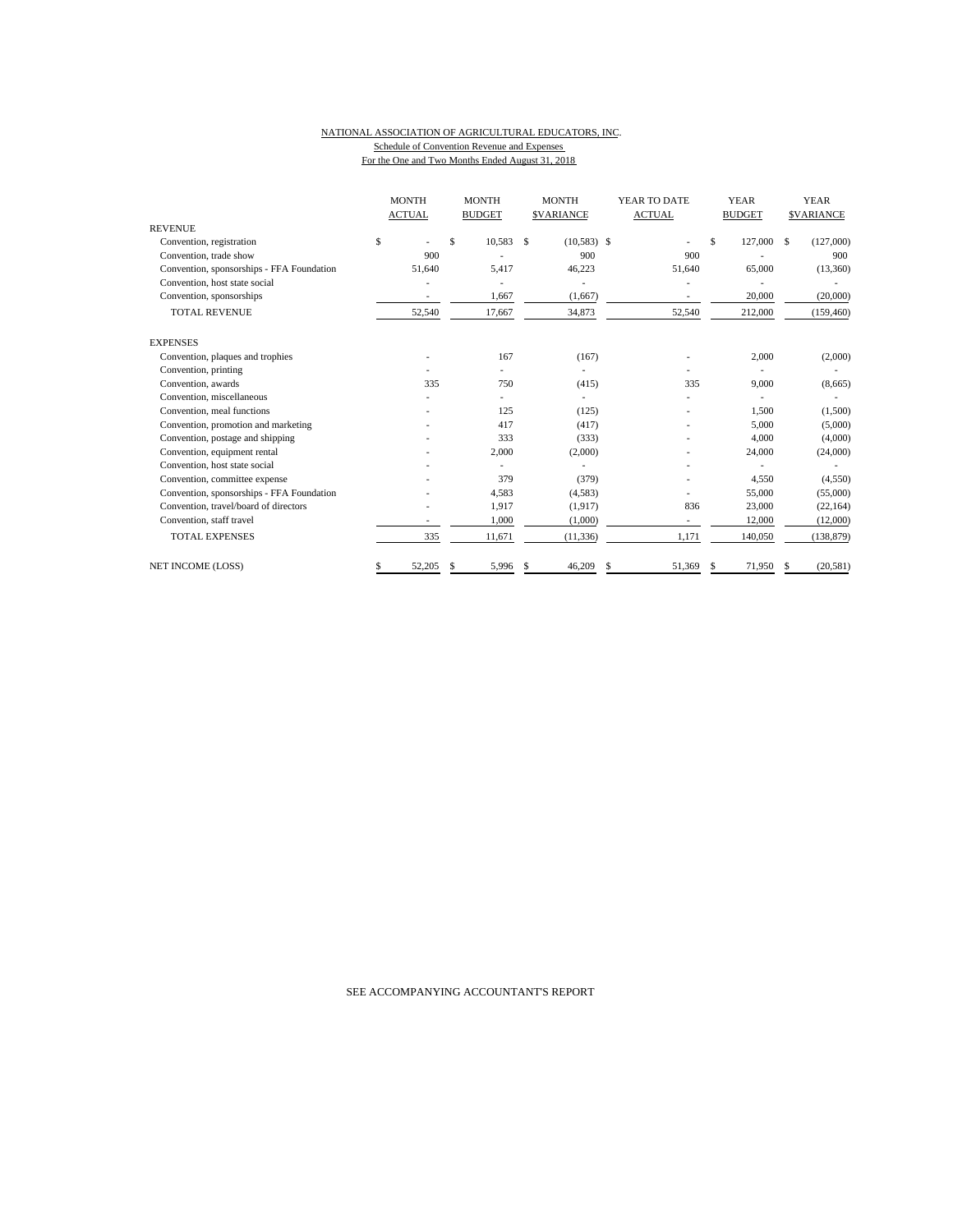NATIONAL ASSOCIATION OF AGRICULTURAL EDUCATORS, INC.
Schedule of Convention Revenue and Expenses
For the One and Two Months Ended August 31, 2018

| | MONTH ACTUAL | MONTH BUDGET | MONTH $VARIANCE | YEAR TO DATE ACTUAL | YEAR BUDGET | YEAR $VARIANCE |
|---|---|---|---|---|---|---|
| REVENUE | | | | | | |
| Convention, registration | $ - | $ 10,583 | $ (10,583) | $ - | $ 127,000 | $ (127,000) |
| Convention, trade show | 900 | - | 900 | 900 | - | 900 |
| Convention, sponsorships - FFA Foundation | 51,640 | 5,417 | 46,223 | 51,640 | 65,000 | (13,360) |
| Convention, host state social | - | - | - | - | - | - |
| Convention, sponsorships | - | 1,667 | (1,667) | - | 20,000 | (20,000) |
| TOTAL REVENUE | 52,540 | 17,667 | 34,873 | 52,540 | 212,000 | (159,460) |
| EXPENSES | | | | | | |
| Convention, plaques and trophies | - | 167 | (167) | - | 2,000 | (2,000) |
| Convention, printing | - | - | - | - | - | - |
| Convention, awards | 335 | 750 | (415) | 335 | 9,000 | (8,665) |
| Convention, miscellaneous | - | - | - | - | - | - |
| Convention, meal functions | - | 125 | (125) | - | 1,500 | (1,500) |
| Convention, promotion and marketing | - | 417 | (417) | - | 5,000 | (5,000) |
| Convention, postage and shipping | - | 333 | (333) | - | 4,000 | (4,000) |
| Convention, equipment rental | - | 2,000 | (2,000) | - | 24,000 | (24,000) |
| Convention, host state social | - | - | - | - | - | - |
| Convention, committee expense | - | 379 | (379) | - | 4,550 | (4,550) |
| Convention, sponsorships - FFA Foundation | - | 4,583 | (4,583) | - | 55,000 | (55,000) |
| Convention, travel/board of directors | - | 1,917 | (1,917) | 836 | 23,000 | (22,164) |
| Convention, staff travel | - | 1,000 | (1,000) | - | 12,000 | (12,000) |
| TOTAL EXPENSES | 335 | 11,671 | (11,336) | 1,171 | 140,050 | (138,879) |
| NET INCOME (LOSS) | $ 52,205 | $ 5,996 | $ 46,209 | $ 51,369 | $ 71,950 | $ (20,581) |

SEE ACCOMPANYING ACCOUNTANT'S REPORT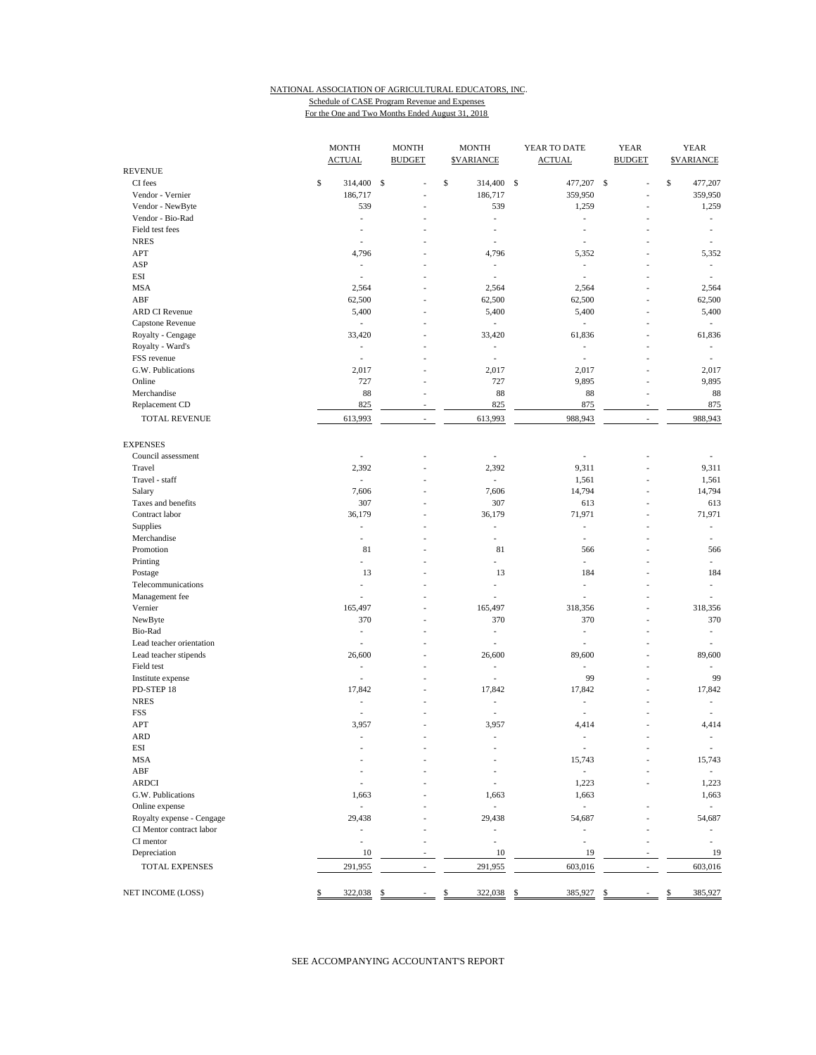NATIONAL ASSOCIATION OF AGRICULTURAL EDUCATORS, INC.

Schedule of CASE Program Revenue and Expenses

For the One and Two Months Ended August 31, 2018

| | MONTH ACTUAL | MONTH BUDGET | MONTH $VARIANCE | YEAR TO DATE ACTUAL | YEAR BUDGET | YEAR $VARIANCE |
|---|---|---|---|---|---|---|
| REVENUE | | | | | | |
| CI fees | $ 314,400 | $ - | $ 314,400 | $ 477,207 | $ - | $ 477,207 |
| Vendor - Vernier | 186,717 | - | 186,717 | 359,950 | - | 359,950 |
| Vendor - NewByte | 539 | - | 539 | 1,259 | - | 1,259 |
| Vendor - Bio-Rad | - | - | - | - | - | - |
| Field test fees | - | - | - | - | - | - |
| NRES | - | - | - | - | - | - |
| APT | 4,796 | - | 4,796 | 5,352 | - | 5,352 |
| ASP | - | - | - | - | - | - |
| ESI | - | - | - | - | - | - |
| MSA | 2,564 | - | 2,564 | 2,564 | - | 2,564 |
| ABF | 62,500 | - | 62,500 | 62,500 | - | 62,500 |
| ARD CI Revenue | 5,400 | - | 5,400 | 5,400 | - | 5,400 |
| Capstone Revenue | - | - | - | - | - | - |
| Royalty - Cengage | 33,420 | - | 33,420 | 61,836 | - | 61,836 |
| Royalty - Ward's | - | - | - | - | - | - |
| FSS revenue | - | - | - | - | - | - |
| G.W. Publications | 2,017 | - | 2,017 | 2,017 | - | 2,017 |
| Online | 727 | - | 727 | 9,895 | - | 9,895 |
| Merchandise | 88 | - | 88 | 88 | - | 88 |
| Replacement CD | 825 | - | 825 | 875 | - | 875 |
| TOTAL REVENUE | 613,993 | - | 613,993 | 988,943 | - | 988,943 |
| EXPENSES | | | | | | |
| Council assessment | - | - | - | - | - | - |
| Travel | 2,392 | - | 2,392 | 9,311 | - | 9,311 |
| Travel - staff | - | - | - | 1,561 | - | 1,561 |
| Salary | 7,606 | - | 7,606 | 14,794 | - | 14,794 |
| Taxes and benefits | 307 | - | 307 | 613 | - | 613 |
| Contract labor | 36,179 | - | 36,179 | 71,971 | - | 71,971 |
| Supplies | - | - | - | - | - | - |
| Merchandise | - | - | - | - | - | - |
| Promotion | 81 | - | 81 | 566 | - | 566 |
| Printing | - | - | - | - | - | - |
| Postage | 13 | - | 13 | 184 | - | 184 |
| Telecommunications | - | - | - | - | - | - |
| Management fee | - | - | - | - | - | - |
| Vernier | 165,497 | - | 165,497 | 318,356 | - | 318,356 |
| NewByte | 370 | - | 370 | 370 | - | 370 |
| Bio-Rad | - | - | - | - | - | - |
| Lead teacher orientation | - | - | - | - | - | - |
| Lead teacher stipends | 26,600 | - | 26,600 | 89,600 | - | 89,600 |
| Field test | - | - | - | - | - | - |
| Institute expense | - | - | - | 99 | - | 99 |
| PD-STEP 18 | 17,842 | - | 17,842 | 17,842 | - | 17,842 |
| NRES | - | - | - | - | - | - |
| FSS | - | - | - | - | - | - |
| APT | 3,957 | - | 3,957 | 4,414 | - | 4,414 |
| ARD | - | - | - | - | - | - |
| ESI | - | - | - | - | - | - |
| MSA | - | - | - | 15,743 | - | 15,743 |
| ABF | - | - | - | - | - | - |
| ARDCI | - | - | - | 1,223 | - | 1,223 |
| G.W. Publications | 1,663 | - | 1,663 | 1,663 | - | 1,663 |
| Online expense | - | - | - | - | - | - |
| Royalty expense - Cengage | 29,438 | - | 29,438 | 54,687 | - | 54,687 |
| CI Mentor contract labor | - | - | - | - | - | - |
| CI mentor | - | - | - | - | - | - |
| Depreciation | 10 | - | 10 | 19 | - | 19 |
| TOTAL EXPENSES | 291,955 | - | 291,955 | 603,016 | - | 603,016 |
| NET INCOME (LOSS) | $ 322,038 | $ - | $ 322,038 | $ 385,927 | $ - | $ 385,927 |

SEE ACCOMPANYING ACCOUNTANT'S REPORT